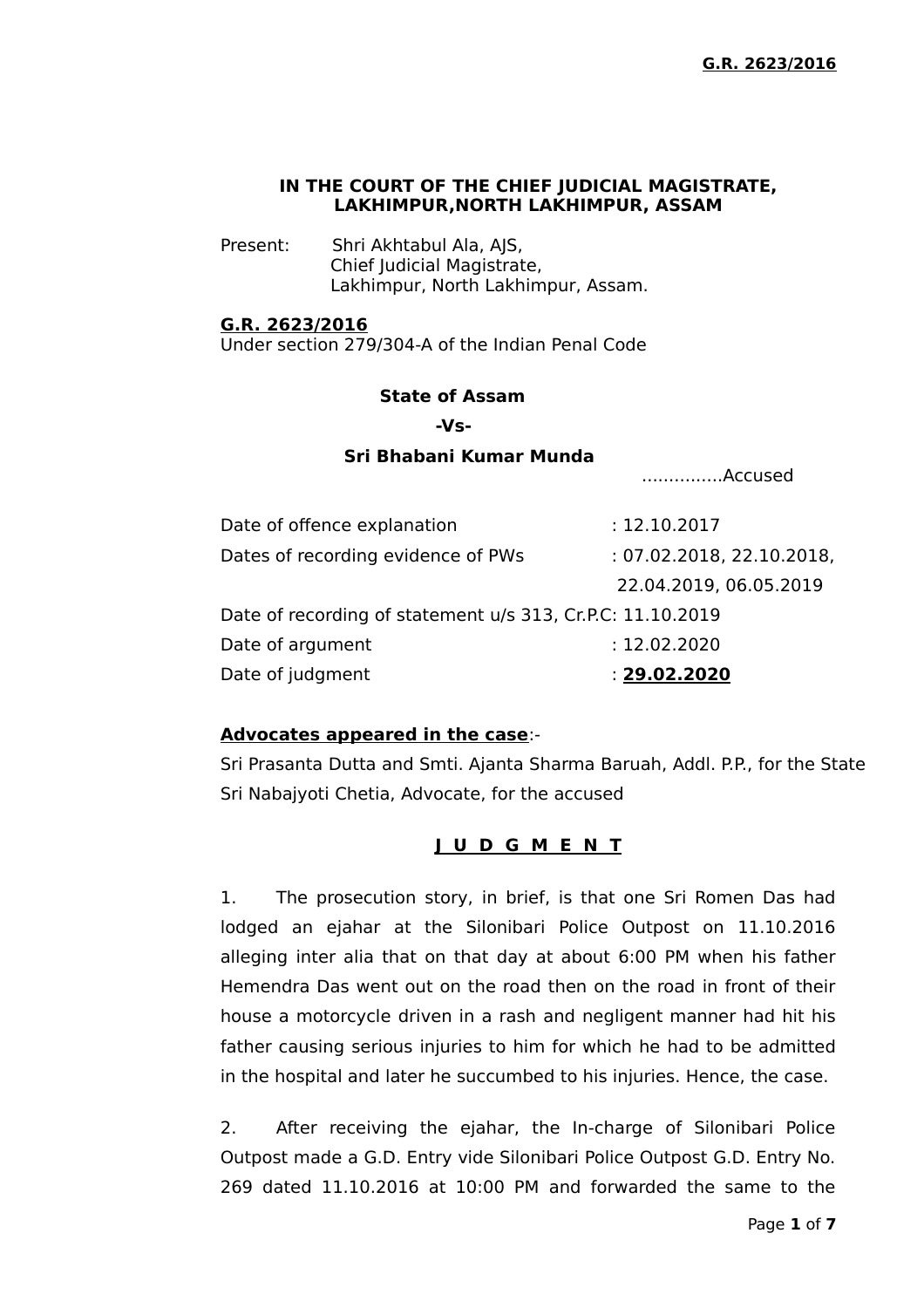**IN THE COURT OF THE CHIEF JUDICIAL MAGISTRATE, LAKHIMPUR,NORTH LAKHIMPUR, ASSAM**

Present: Shri Akhtabul Ala, AJS,
Chief Judicial Magistrate,
Lakhimpur, North Lakhimpur, Assam.

**G.R. 2623/2016**
Under section 279/304-A of the Indian Penal Code

**State of Assam**

**-Vs-**

**Sri Bhabani Kumar Munda**

...............Accused

| | |
|---|---|
| Date of offence explanation | : 12.10.2017 |
| Dates of recording evidence of PWs | : 07.02.2018, 22.10.2018, 22.04.2019, 06.05.2019 |
| Date of recording of statement u/s 313, Cr.P.C | : 11.10.2019 |
| Date of argument | : 12.02.2020 |
| Date of judgment | : **29.02.2020** |

**Advocates appeared in the case**:-

Sri Prasanta Dutta and Smti. Ajanta Sharma Baruah, Addl. P.P., for the State
Sri Nabajyoti Chetia, Advocate, for the accused

## J U D G M E N T

1. The prosecution story, in brief, is that one Sri Romen Das had lodged an ejahar at the Silonibari Police Outpost on 11.10.2016 alleging inter alia that on that day at about 6:00 PM when his father Hemendra Das went out on the road then on the road in front of their house a motorcycle driven in a rash and negligent manner had hit his father causing serious injuries to him for which he had to be admitted in the hospital and later he succumbed to his injuries. Hence, the case.

2. After receiving the ejahar, the In-charge of Silonibari Police Outpost made a G.D. Entry vide Silonibari Police Outpost G.D. Entry No. 269 dated 11.10.2016 at 10:00 PM and forwarded the same to the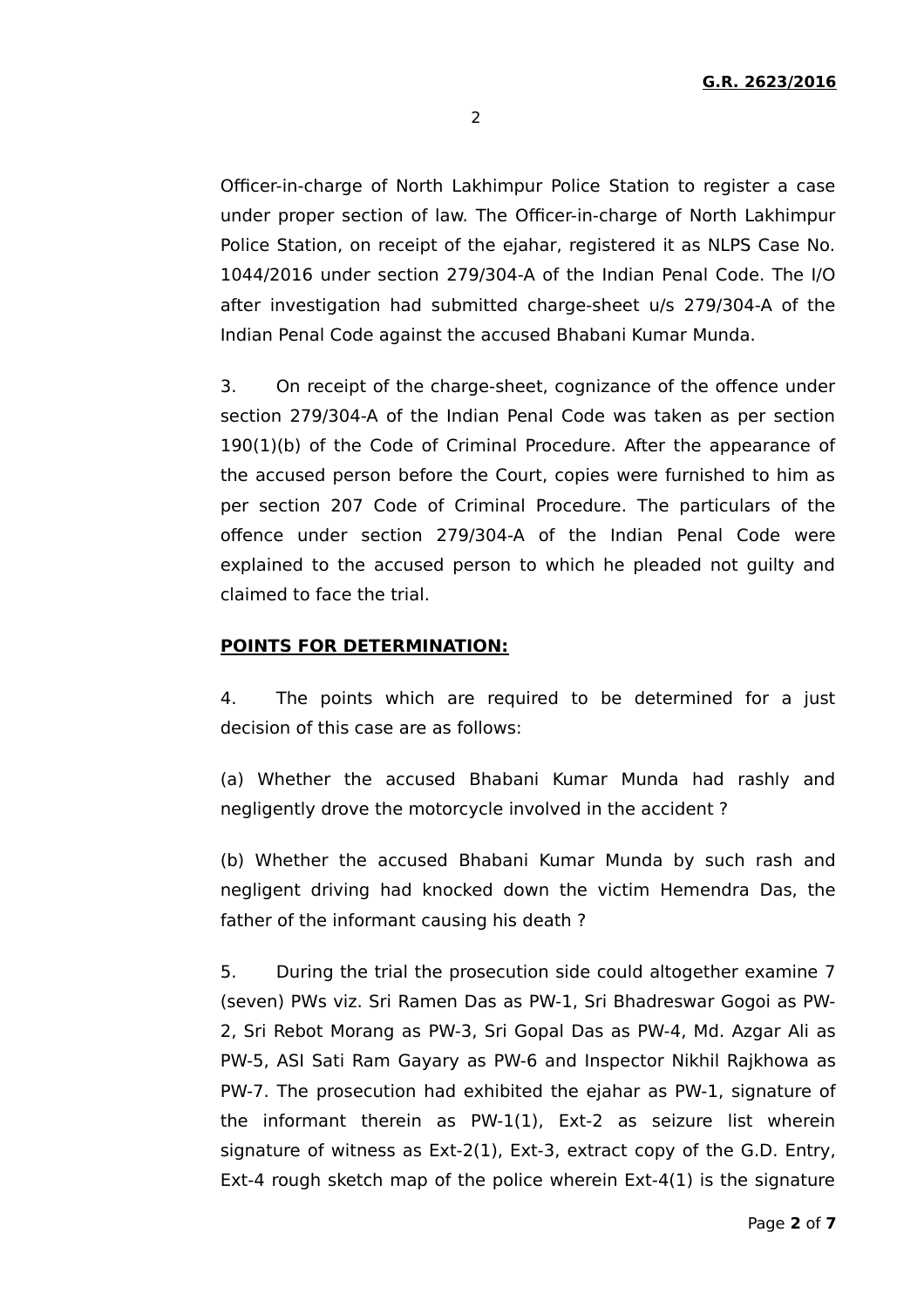Officer-in-charge of North Lakhimpur Police Station to register a case under proper section of law. The Officer-in-charge of North Lakhimpur Police Station, on receipt of the ejahar, registered it as NLPS Case No. 1044/2016 under section 279/304-A of the Indian Penal Code. The I/O after investigation had submitted charge-sheet u/s 279/304-A of the Indian Penal Code against the accused Bhabani Kumar Munda.

3. On receipt of the charge-sheet, cognizance of the offence under section 279/304-A of the Indian Penal Code was taken as per section 190(1)(b) of the Code of Criminal Procedure. After the appearance of the accused person before the Court, copies were furnished to him as per section 207 Code of Criminal Procedure. The particulars of the offence under section 279/304-A of the Indian Penal Code were explained to the accused person to which he pleaded not guilty and claimed to face the trial.

**POINTS FOR DETERMINATION:**

4. The points which are required to be determined for a just decision of this case are as follows:

(a) Whether the accused Bhabani Kumar Munda had rashly and negligently drove the motorcycle involved in the accident ?

(b) Whether the accused Bhabani Kumar Munda by such rash and negligent driving had knocked down the victim Hemendra Das, the father of the informant causing his death ?

5. During the trial the prosecution side could altogether examine 7 (seven) PWs viz. Sri Ramen Das as PW-1, Sri Bhadreswar Gogoi as PW-2, Sri Rebot Morang as PW-3, Sri Gopal Das as PW-4, Md. Azgar Ali as PW-5, ASI Sati Ram Gayary as PW-6 and Inspector Nikhil Rajkhowa as PW-7. The prosecution had exhibited the ejahar as PW-1, signature of the informant therein as PW-1(1), Ext-2 as seizure list wherein signature of witness as Ext-2(1), Ext-3, extract copy of the G.D. Entry, Ext-4 rough sketch map of the police wherein Ext-4(1) is the signature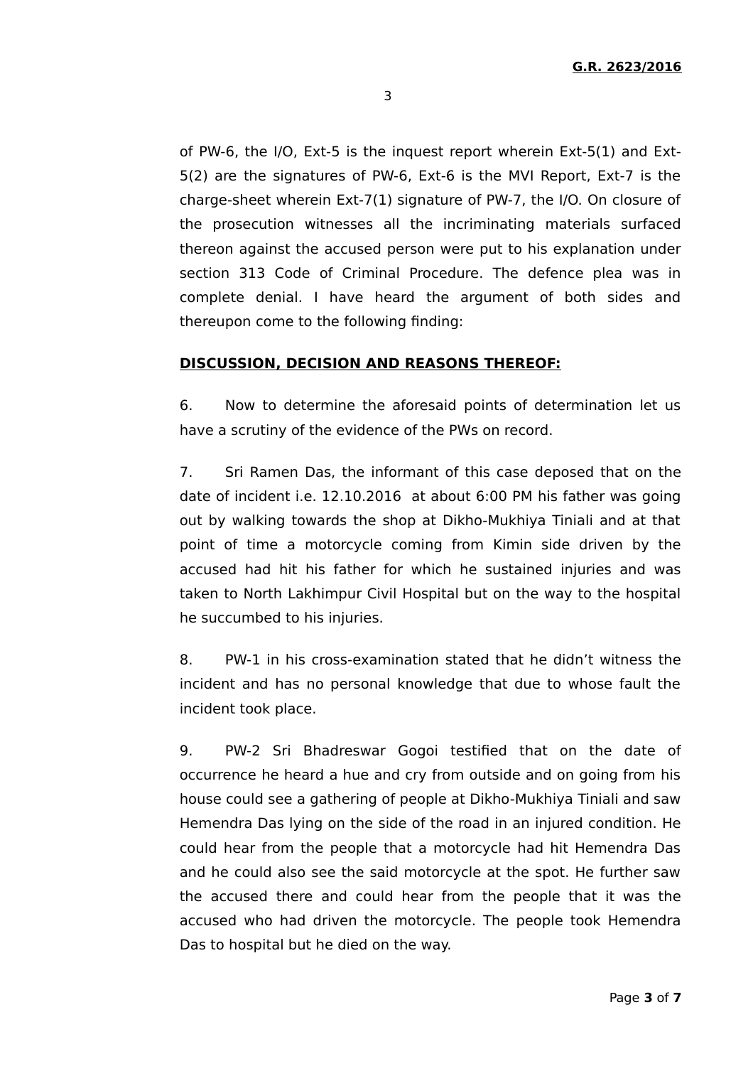of PW-6, the I/O, Ext-5 is the inquest report wherein Ext-5(1) and Ext-5(2) are the signatures of PW-6, Ext-6 is the MVI Report, Ext-7 is the charge-sheet wherein Ext-7(1) signature of PW-7, the I/O. On closure of the prosecution witnesses all the incriminating materials surfaced thereon against the accused person were put to his explanation under section 313 Code of Criminal Procedure. The defence plea was in complete denial. I have heard the argument of both sides and thereupon come to the following finding:

**DISCUSSION, DECISION AND REASONS THEREOF:**

6. Now to determine the aforesaid points of determination let us have a scrutiny of the evidence of the PWs on record.

7. Sri Ramen Das, the informant of this case deposed that on the date of incident i.e. 12.10.2016 at about 6:00 PM his father was going out by walking towards the shop at Dikho-Mukhiya Tiniali and at that point of time a motorcycle coming from Kimin side driven by the accused had hit his father for which he sustained injuries and was taken to North Lakhimpur Civil Hospital but on the way to the hospital he succumbed to his injuries.

8. PW-1 in his cross-examination stated that he didn't witness the incident and has no personal knowledge that due to whose fault the incident took place.

9. PW-2 Sri Bhadreswar Gogoi testified that on the date of occurrence he heard a hue and cry from outside and on going from his house could see a gathering of people at Dikho-Mukhiya Tiniali and saw Hemendra Das lying on the side of the road in an injured condition. He could hear from the people that a motorcycle had hit Hemendra Das and he could also see the said motorcycle at the spot. He further saw the accused there and could hear from the people that it was the accused who had driven the motorcycle. The people took Hemendra Das to hospital but he died on the way.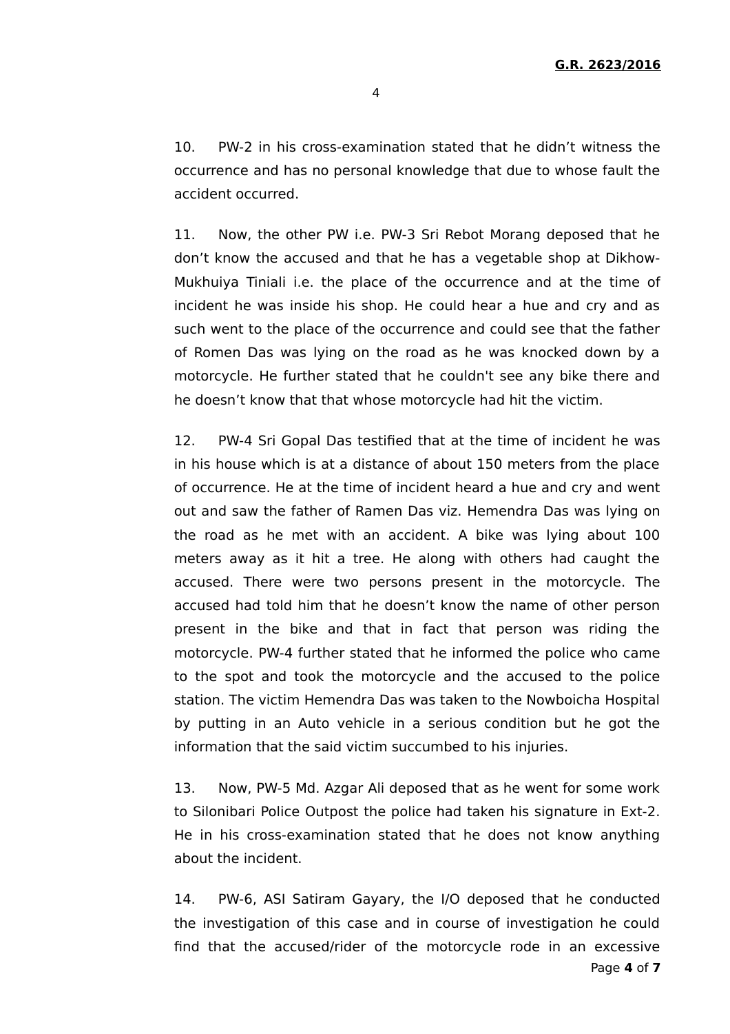10. PW-2 in his cross-examination stated that he didn't witness the occurrence and has no personal knowledge that due to whose fault the accident occurred.

11. Now, the other PW i.e. PW-3 Sri Rebot Morang deposed that he don't know the accused and that he has a vegetable shop at Dikhow-Mukhuiya Tiniali i.e. the place of the occurrence and at the time of incident he was inside his shop. He could hear a hue and cry and as such went to the place of the occurrence and could see that the father of Romen Das was lying on the road as he was knocked down by a motorcycle. He further stated that he couldn't see any bike there and he doesn't know that that whose motorcycle had hit the victim.

12. PW-4 Sri Gopal Das testified that at the time of incident he was in his house which is at a distance of about 150 meters from the place of occurrence. He at the time of incident heard a hue and cry and went out and saw the father of Ramen Das viz. Hemendra Das was lying on the road as he met with an accident. A bike was lying about 100 meters away as it hit a tree. He along with others had caught the accused. There were two persons present in the motorcycle. The accused had told him that he doesn't know the name of other person present in the bike and that in fact that person was riding the motorcycle. PW-4 further stated that he informed the police who came to the spot and took the motorcycle and the accused to the police station. The victim Hemendra Das was taken to the Nowboicha Hospital by putting in an Auto vehicle in a serious condition but he got the information that the said victim succumbed to his injuries.

13. Now, PW-5 Md. Azgar Ali deposed that as he went for some work to Silonibari Police Outpost the police had taken his signature in Ext-2. He in his cross-examination stated that he does not know anything about the incident.

14. PW-6, ASI Satiram Gayary, the I/O deposed that he conducted the investigation of this case and in course of investigation he could find that the accused/rider of the motorcycle rode in an excessive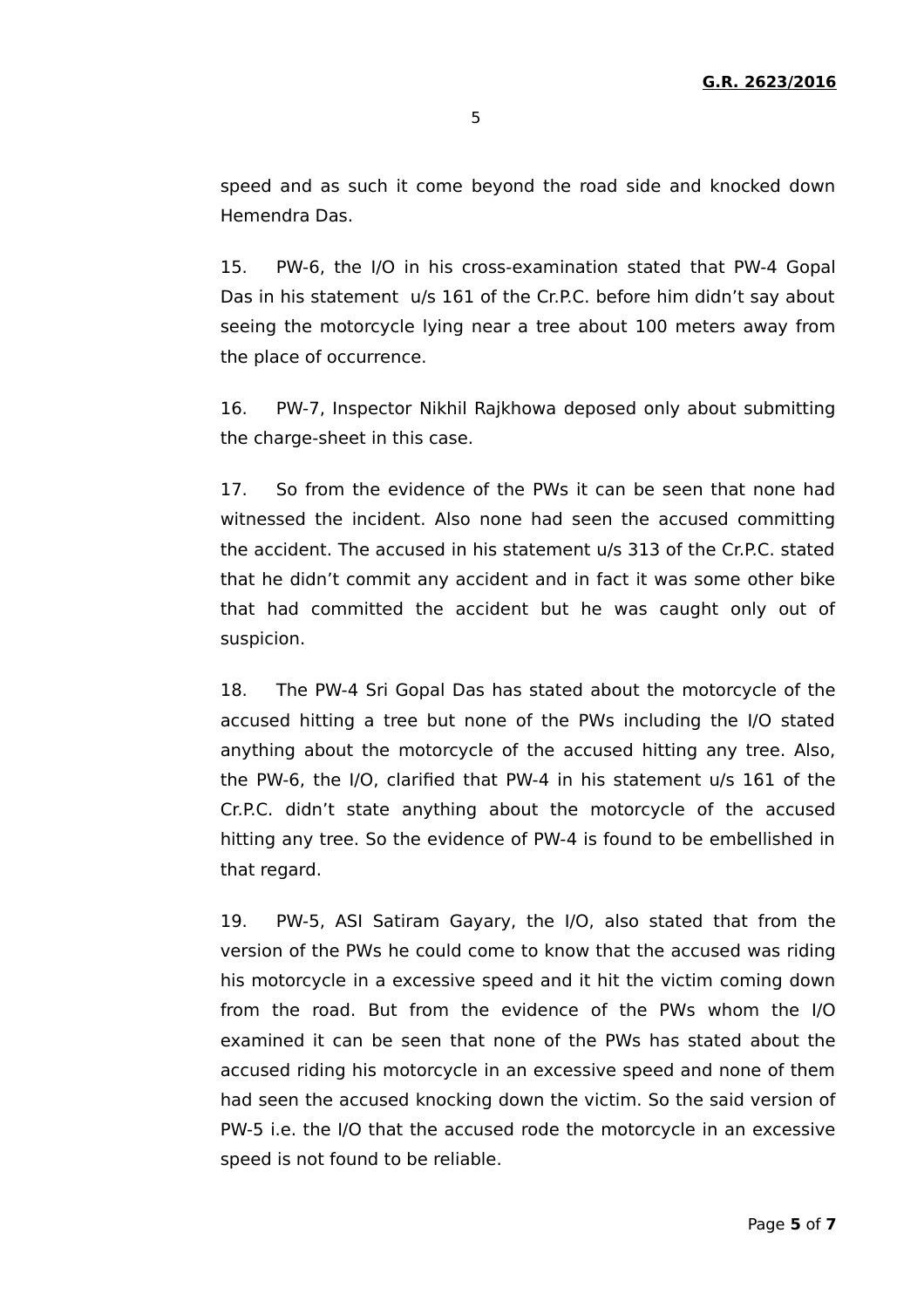speed and as such it come beyond the road side and knocked down Hemendra Das.

15. PW-6, the I/O in his cross-examination stated that PW-4 Gopal Das in his statement u/s 161 of the Cr.P.C. before him didn't say about seeing the motorcycle lying near a tree about 100 meters away from the place of occurrence.

16. PW-7, Inspector Nikhil Rajkhowa deposed only about submitting the charge-sheet in this case.

17. So from the evidence of the PWs it can be seen that none had witnessed the incident. Also none had seen the accused committing the accident. The accused in his statement u/s 313 of the Cr.P.C. stated that he didn't commit any accident and in fact it was some other bike that had committed the accident but he was caught only out of suspicion.

18. The PW-4 Sri Gopal Das has stated about the motorcycle of the accused hitting a tree but none of the PWs including the I/O stated anything about the motorcycle of the accused hitting any tree. Also, the PW-6, the I/O, clarified that PW-4 in his statement u/s 161 of the Cr.P.C. didn't state anything about the motorcycle of the accused hitting any tree. So the evidence of PW-4 is found to be embellished in that regard.

19. PW-5, ASI Satiram Gayary, the I/O, also stated that from the version of the PWs he could come to know that the accused was riding his motorcycle in a excessive speed and it hit the victim coming down from the road. But from the evidence of the PWs whom the I/O examined it can be seen that none of the PWs has stated about the accused riding his motorcycle in an excessive speed and none of them had seen the accused knocking down the victim. So the said version of PW-5 i.e. the I/O that the accused rode the motorcycle in an excessive speed is not found to be reliable.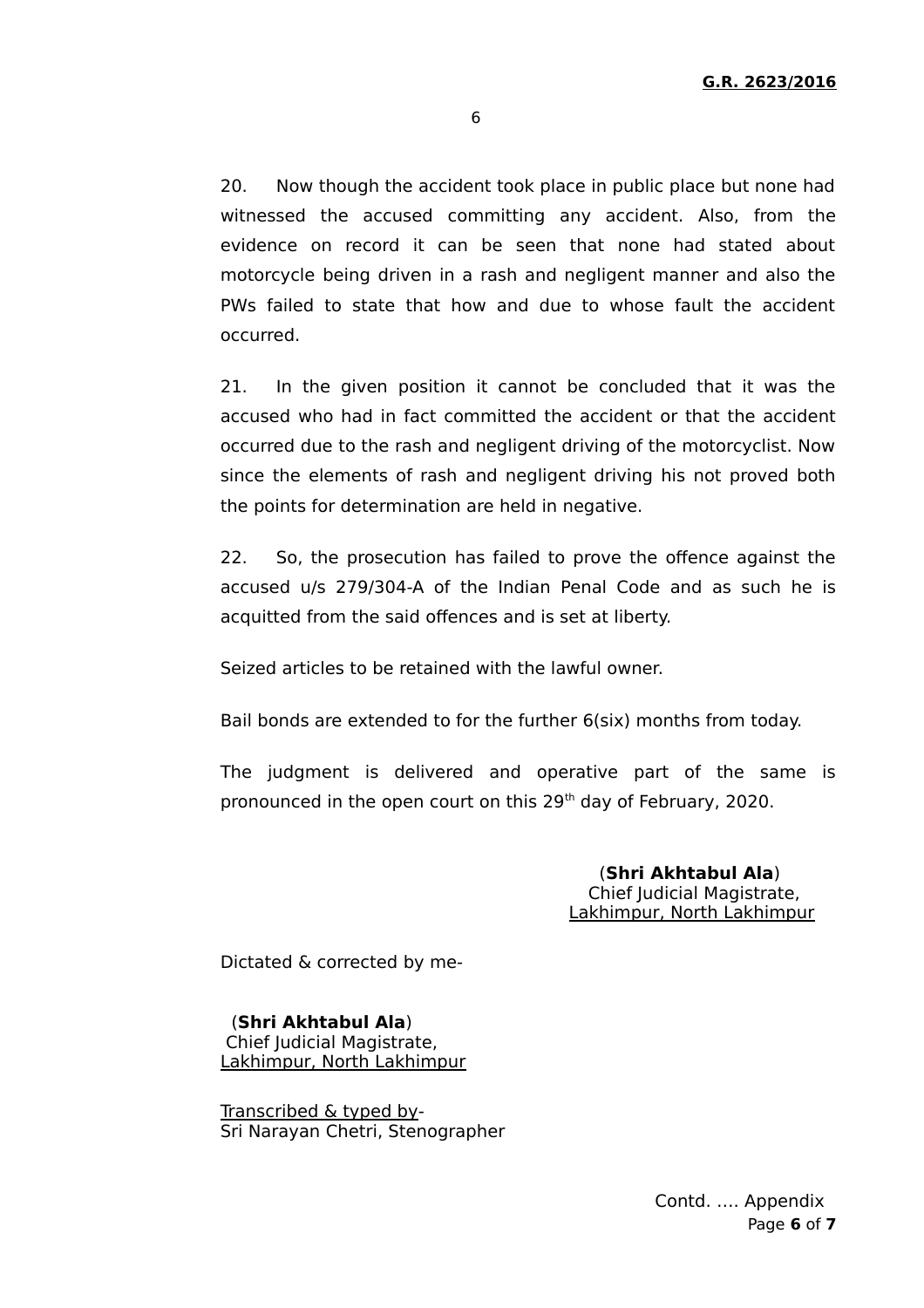20. Now though the accident took place in public place but none had witnessed the accused committing any accident. Also, from the evidence on record it can be seen that none had stated about motorcycle being driven in a rash and negligent manner and also the PWs failed to state that how and due to whose fault the accident occurred.

21. In the given position it cannot be concluded that it was the accused who had in fact committed the accident or that the accident occurred due to the rash and negligent driving of the motorcyclist. Now since the elements of rash and negligent driving his not proved both the points for determination are held in negative.

22. So, the prosecution has failed to prove the offence against the accused u/s 279/304-A of the Indian Penal Code and as such he is acquitted from the said offences and is set at liberty.

Seized articles to be retained with the lawful owner.

Bail bonds are extended to for the further 6(six) months from today.

The judgment is delivered and operative part of the same is pronounced in the open court on this 29th day of February, 2020.

(**Shri Akhtabul Ala**)
Chief Judicial Magistrate,
Lakhimpur, North Lakhimpur

Dictated & corrected by me-

(**Shri Akhtabul Ala**)
Chief Judicial Magistrate,
Lakhimpur, North Lakhimpur

Transcribed & typed by-
Sri Narayan Chetri, Stenographer

Contd. …. Appendix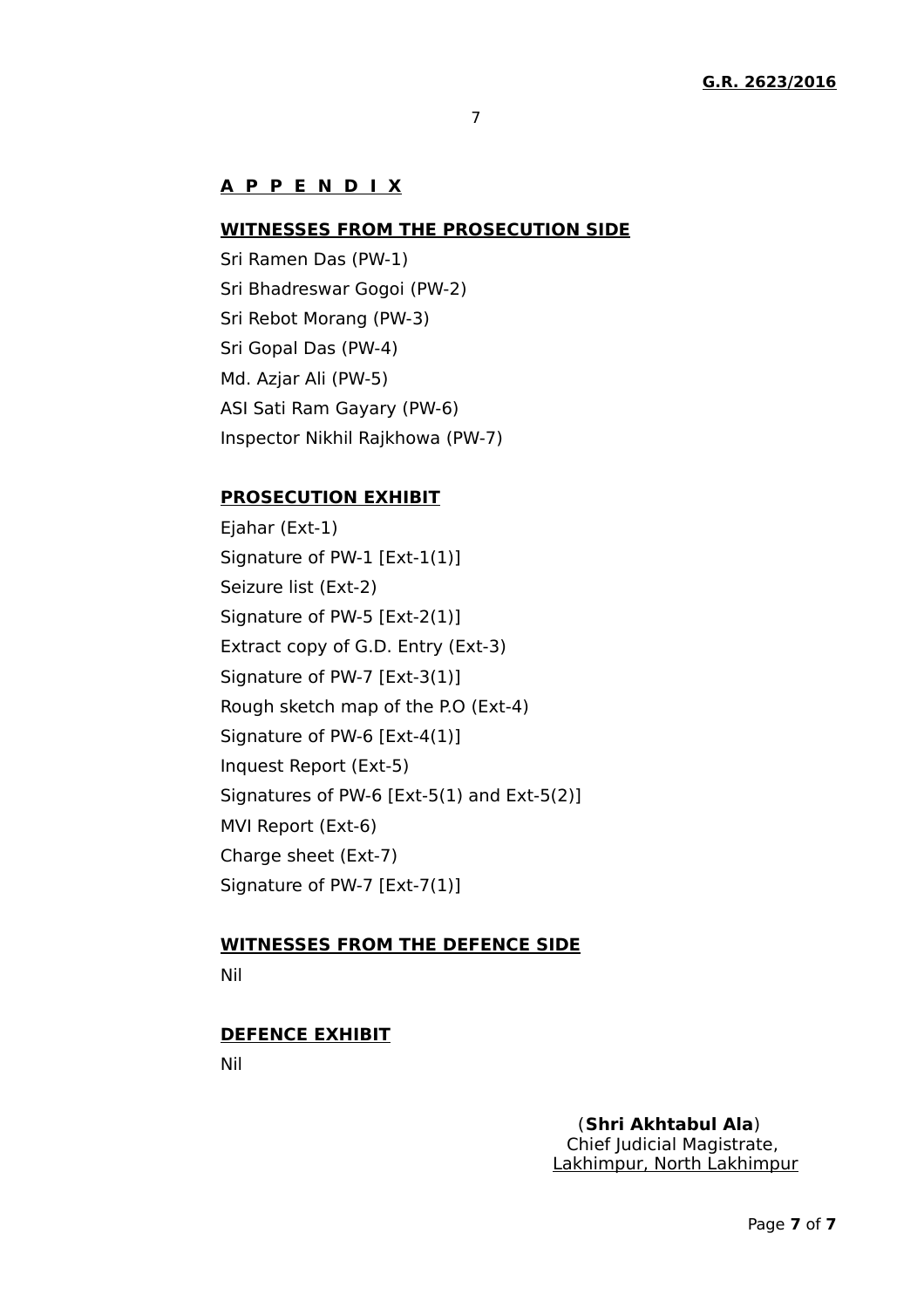## A P P E N D I X

### WITNESSES FROM THE PROSECUTION SIDE

Sri Ramen Das (PW-1)
Sri Bhadreswar Gogoi (PW-2)
Sri Rebot Morang (PW-3)
Sri Gopal Das (PW-4)
Md. Azjar Ali (PW-5)
ASI Sati Ram Gayary (PW-6)
Inspector Nikhil Rajkhowa (PW-7)

### PROSECUTION EXHIBIT

Ejahar (Ext-1)
Signature of PW-1 [Ext-1(1)]
Seizure list (Ext-2)
Signature of PW-5 [Ext-2(1)]
Extract copy of G.D. Entry (Ext-3)
Signature of PW-7 [Ext-3(1)]
Rough sketch map of the P.O (Ext-4)
Signature of PW-6 [Ext-4(1)]
Inquest Report (Ext-5)
Signatures of PW-6 [Ext-5(1) and Ext-5(2)]
MVI Report (Ext-6)
Charge sheet (Ext-7)
Signature of PW-7 [Ext-7(1)]

### WITNESSES FROM THE DEFENCE SIDE

Nil

### DEFENCE EXHIBIT

Nil

(**Shri Akhtabul Ala**)
Chief Judicial Magistrate,
Lakhimpur, North Lakhimpur